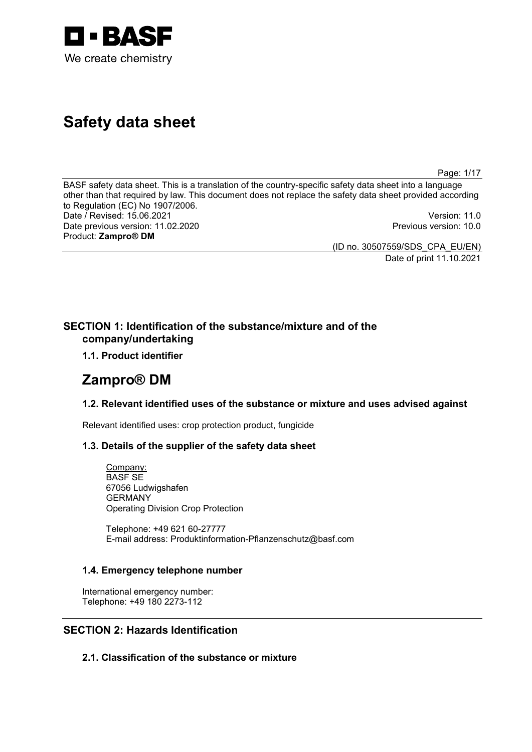BASF

We create chemistry

# Safety data sheet

BASF safety data sheet. This is a translation of the country-specific safety data sheet into a language other than that required by law. This document does not replace the safety data sheet provided according to Regulation (EC) No 1907/2006.

Date / Revised: 15.06.2021 Version: 11.0
Date previous version: 11.02.2020 Previous version: 10.0
Product: **Zampro® DM**

(ID no. 30507559/SDS_CPA_EU/EN)
Date of print 11.10.2021

## SECTION 1: Identification of the substance/mixture and of the company/undertaking

### 1.1. Product identifier

# Zampro® DM

### 1.2. Relevant identified uses of the substance or mixture and uses advised against

Relevant identified uses: crop protection product, fungicide

### 1.3. Details of the supplier of the safety data sheet

Company:
BASF SE
67056 Ludwigshafen
GERMANY
Operating Division Crop Protection

Telephone: +49 621 60-27777
E-mail address: Produktinformation-Pflanzenschutz@basf.com

### 1.4. Emergency telephone number

International emergency number:
Telephone: +49 180 2273-112

## SECTION 2: Hazards Identification

### 2.1. Classification of the substance or mixture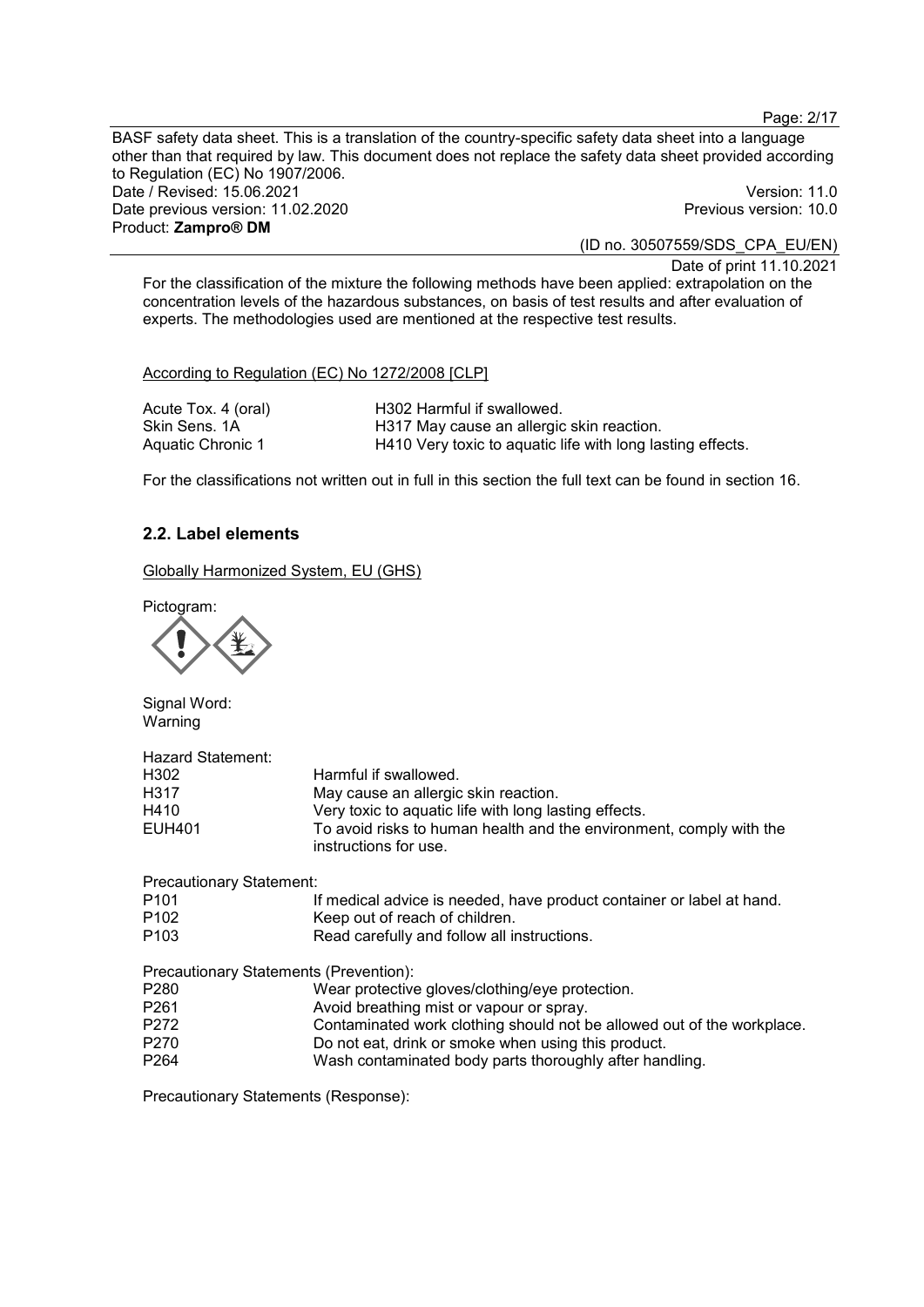For the classification of the mixture the following methods have been applied: extrapolation on the concentration levels of the hazardous substances, on basis of test results and after evaluation of experts. The methodologies used are mentioned at the respective test results.

According to Regulation (EC) No 1272/2008 [CLP]

| | |
|---|---|
| Acute Tox. 4 (oral) | H302 Harmful if swallowed. |
| Skin Sens. 1A | H317 May cause an allergic skin reaction. |
| Aquatic Chronic 1 | H410 Very toxic to aquatic life with long lasting effects. |

For the classifications not written out in full in this section the full text can be found in section 16.

## 2.2. Label elements

Globally Harmonized System, EU (GHS)

Pictogram:

Signal Word:
Warning

Hazard Statement:

| | |
|---|---|
| H302 | Harmful if swallowed. |
| H317 | May cause an allergic skin reaction. |
| H410 | Very toxic to aquatic life with long lasting effects. |
| EUH401 | To avoid risks to human health and the environment, comply with the instructions for use. |

Precautionary Statement:

| | |
|---|---|
| P101 | If medical advice is needed, have product container or label at hand. |
| P102 | Keep out of reach of children. |
| P103 | Read carefully and follow all instructions. |

Precautionary Statements (Prevention):

| | |
|---|---|
| P280 | Wear protective gloves/clothing/eye protection. |
| P261 | Avoid breathing mist or vapour or spray. |
| P272 | Contaminated work clothing should not be allowed out of the workplace. |
| P270 | Do not eat, drink or smoke when using this product. |
| P264 | Wash contaminated body parts thoroughly after handling. |

Precautionary Statements (Response):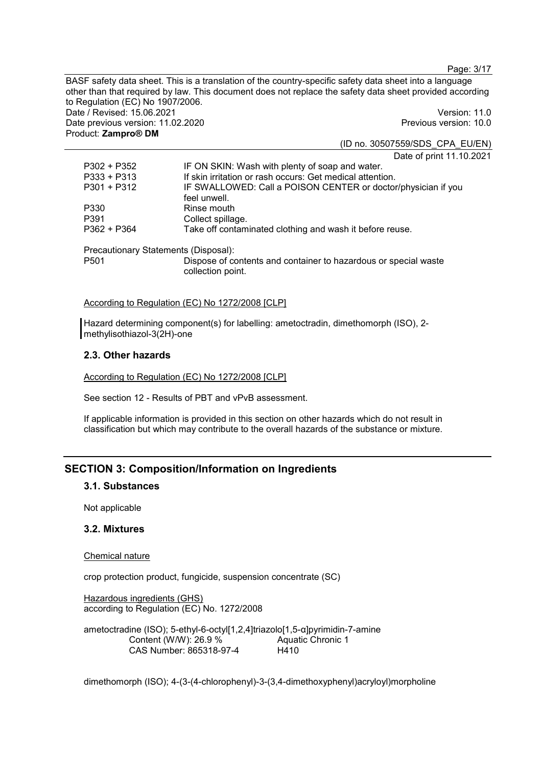| | |
|---|---|
| P302 + P352 | IF ON SKIN: Wash with plenty of soap and water. |
| P333 + P313 | If skin irritation or rash occurs: Get medical attention. |
| P301 + P312 | IF SWALLOWED: Call a POISON CENTER or doctor/physician if you feel unwell. |
| P330 | Rinse mouth |
| P391 | Collect spillage. |
| P362 + P364 | Take off contaminated clothing and wash it before reuse. |

Precautionary Statements (Disposal):

| | |
|---|---|
| P501 | Dispose of contents and container to hazardous or special waste collection point. |

According to Regulation (EC) No 1272/2008 [CLP]

Hazard determining component(s) for labelling: ametoctradin, dimethomorph (ISO), 2-methylisothiazol-3(2H)-one

### 2.3. Other hazards

According to Regulation (EC) No 1272/2008 [CLP]

See section 12 - Results of PBT and vPvB assessment.

If applicable information is provided in this section on other hazards which do not result in classification but which may contribute to the overall hazards of the substance or mixture.

## SECTION 3: Composition/Information on Ingredients

### 3.1. Substances

Not applicable

### 3.2. Mixtures

Chemical nature

crop protection product, fungicide, suspension concentrate (SC)

Hazardous ingredients (GHS)
according to Regulation (EC) No. 1272/2008

ametoctradine (ISO); 5-ethyl-6-octyl[1,2,4]triazolo[1,5-α]pyrimidin-7-amine

| | |
|---|---|
| Content (W/W): 26.9 % | Aquatic Chronic 1 |
| CAS Number: 865318-97-4 | H410 |

dimethomorph (ISO); 4-(3-(4-chlorophenyl)-3-(3,4-dimethoxyphenyl)acryloyl)morpholine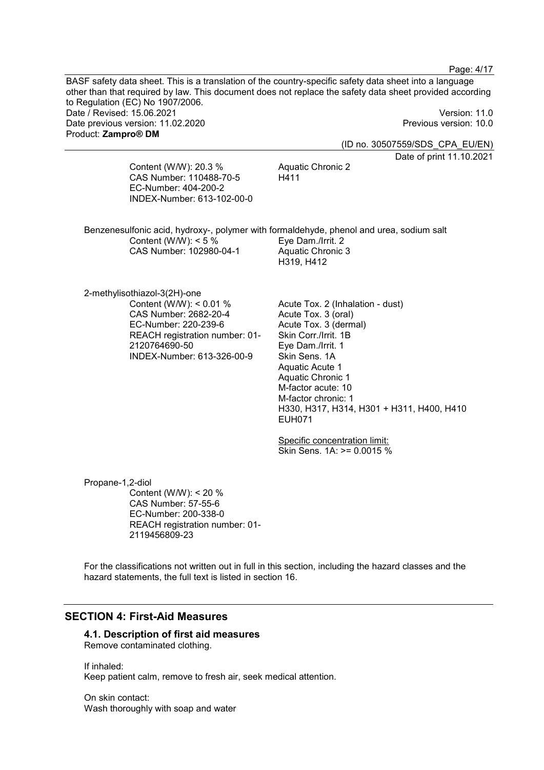| | |
|---|---|
| Content (W/W): 20.3 %<br>CAS Number: 110488-70-5<br>EC-Number: 404-200-2<br>INDEX-Number: 613-102-00-0 | Aquatic Chronic 2<br>H411 |

Benzenesulfonic acid, hydroxy-, polymer with formaldehyde, phenol and urea, sodium salt

| | |
|---|---|
| Content (W/W): < 5 %<br>CAS Number: 102980-04-1 | Eye Dam./Irrit. 2<br>Aquatic Chronic 3<br>H319, H412 |

2-methylisothiazol-3(2H)-one

| | |
|---|---|
| Content (W/W): < 0.01 %<br>CAS Number: 2682-20-4<br>EC-Number: 220-239-6<br>REACH registration number: 01-2120764690-50<br>INDEX-Number: 613-326-00-9 | Acute Tox. 2 (Inhalation - dust)<br>Acute Tox. 3 (oral)<br>Acute Tox. 3 (dermal)<br>Skin Corr./Irrit. 1B<br>Eye Dam./Irrit. 1<br>Skin Sens. 1A<br>Aquatic Acute 1<br>Aquatic Chronic 1<br>M-factor acute: 10<br>M-factor chronic: 1<br>H330, H317, H314, H301 + H311, H400, H410<br>EUH071<br><br>Specific concentration limit:<br>Skin Sens. 1A: >= 0.0015 % |

Propane-1,2-diol

Content (W/W): < 20 %
CAS Number: 57-55-6
EC-Number: 200-338-0
REACH registration number: 01-2119456809-23

For the classifications not written out in full in this section, including the hazard classes and the hazard statements, the full text is listed in section 16.

## SECTION 4: First-Aid Measures

### 4.1. Description of first aid measures

Remove contaminated clothing.

If inhaled:
Keep patient calm, remove to fresh air, seek medical attention.

On skin contact:
Wash thoroughly with soap and water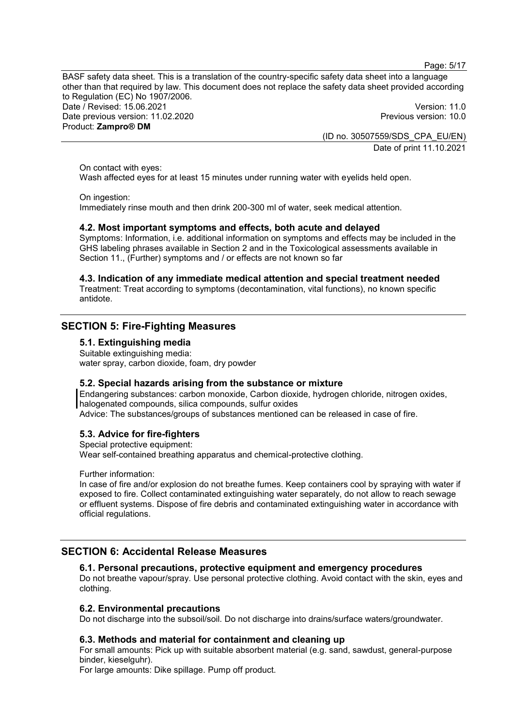On contact with eyes:
Wash affected eyes for at least 15 minutes under running water with eyelids held open.

On ingestion:
Immediately rinse mouth and then drink 200-300 ml of water, seek medical attention.

### 4.2. Most important symptoms and effects, both acute and delayed

Symptoms: Information, i.e. additional information on symptoms and effects may be included in the GHS labeling phrases available in Section 2 and in the Toxicological assessments available in Section 11., (Further) symptoms and / or effects are not known so far

### 4.3. Indication of any immediate medical attention and special treatment needed

Treatment: Treat according to symptoms (decontamination, vital functions), no known specific antidote.

## SECTION 5: Fire-Fighting Measures

### 5.1. Extinguishing media

Suitable extinguishing media:
water spray, carbon dioxide, foam, dry powder

### 5.2. Special hazards arising from the substance or mixture

Endangering substances: carbon monoxide, Carbon dioxide, hydrogen chloride, nitrogen oxides, halogenated compounds, silica compounds, sulfur oxides
Advice: The substances/groups of substances mentioned can be released in case of fire.

### 5.3. Advice for fire-fighters

Special protective equipment:
Wear self-contained breathing apparatus and chemical-protective clothing.

Further information:
In case of fire and/or explosion do not breathe fumes. Keep containers cool by spraying with water if exposed to fire. Collect contaminated extinguishing water separately, do not allow to reach sewage or effluent systems. Dispose of fire debris and contaminated extinguishing water in accordance with official regulations.

## SECTION 6: Accidental Release Measures

### 6.1. Personal precautions, protective equipment and emergency procedures

Do not breathe vapour/spray. Use personal protective clothing. Avoid contact with the skin, eyes and clothing.

### 6.2. Environmental precautions

Do not discharge into the subsoil/soil. Do not discharge into drains/surface waters/groundwater.

### 6.3. Methods and material for containment and cleaning up

For small amounts: Pick up with suitable absorbent material (e.g. sand, sawdust, general-purpose binder, kieselguhr).
For large amounts: Dike spillage. Pump off product.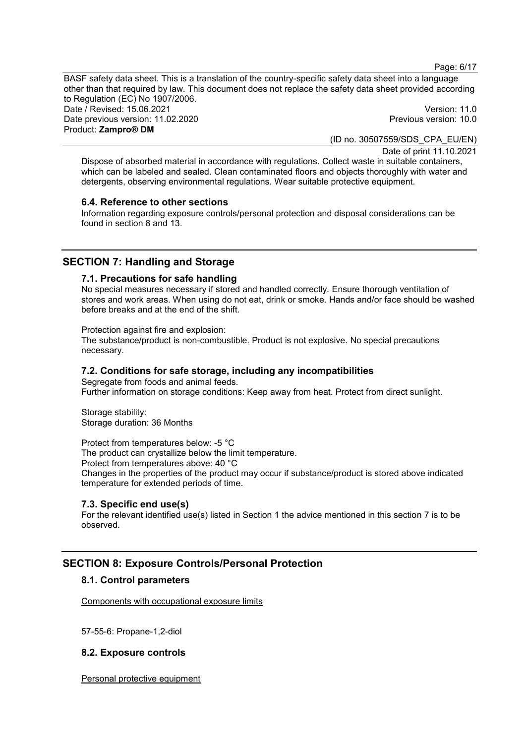Dispose of absorbed material in accordance with regulations. Collect waste in suitable containers, which can be labeled and sealed. Clean contaminated floors and objects thoroughly with water and detergents, observing environmental regulations. Wear suitable protective equipment.

### 6.4. Reference to other sections

Information regarding exposure controls/personal protection and disposal considerations can be found in section 8 and 13.

## SECTION 7: Handling and Storage

### 7.1. Precautions for safe handling

No special measures necessary if stored and handled correctly. Ensure thorough ventilation of stores and work areas. When using do not eat, drink or smoke. Hands and/or face should be washed before breaks and at the end of the shift.

Protection against fire and explosion:
The substance/product is non-combustible. Product is not explosive. No special precautions necessary.

### 7.2. Conditions for safe storage, including any incompatibilities

Segregate from foods and animal feeds.
Further information on storage conditions: Keep away from heat. Protect from direct sunlight.

Storage stability:
Storage duration: 36 Months

Protect from temperatures below: -5 °C
The product can crystallize below the limit temperature.
Protect from temperatures above: 40 °C
Changes in the properties of the product may occur if substance/product is stored above indicated temperature for extended periods of time.

### 7.3. Specific end use(s)

For the relevant identified use(s) listed in Section 1 the advice mentioned in this section 7 is to be observed.

## SECTION 8: Exposure Controls/Personal Protection

### 8.1. Control parameters

Components with occupational exposure limits

57-55-6: Propane-1,2-diol

### 8.2. Exposure controls

Personal protective equipment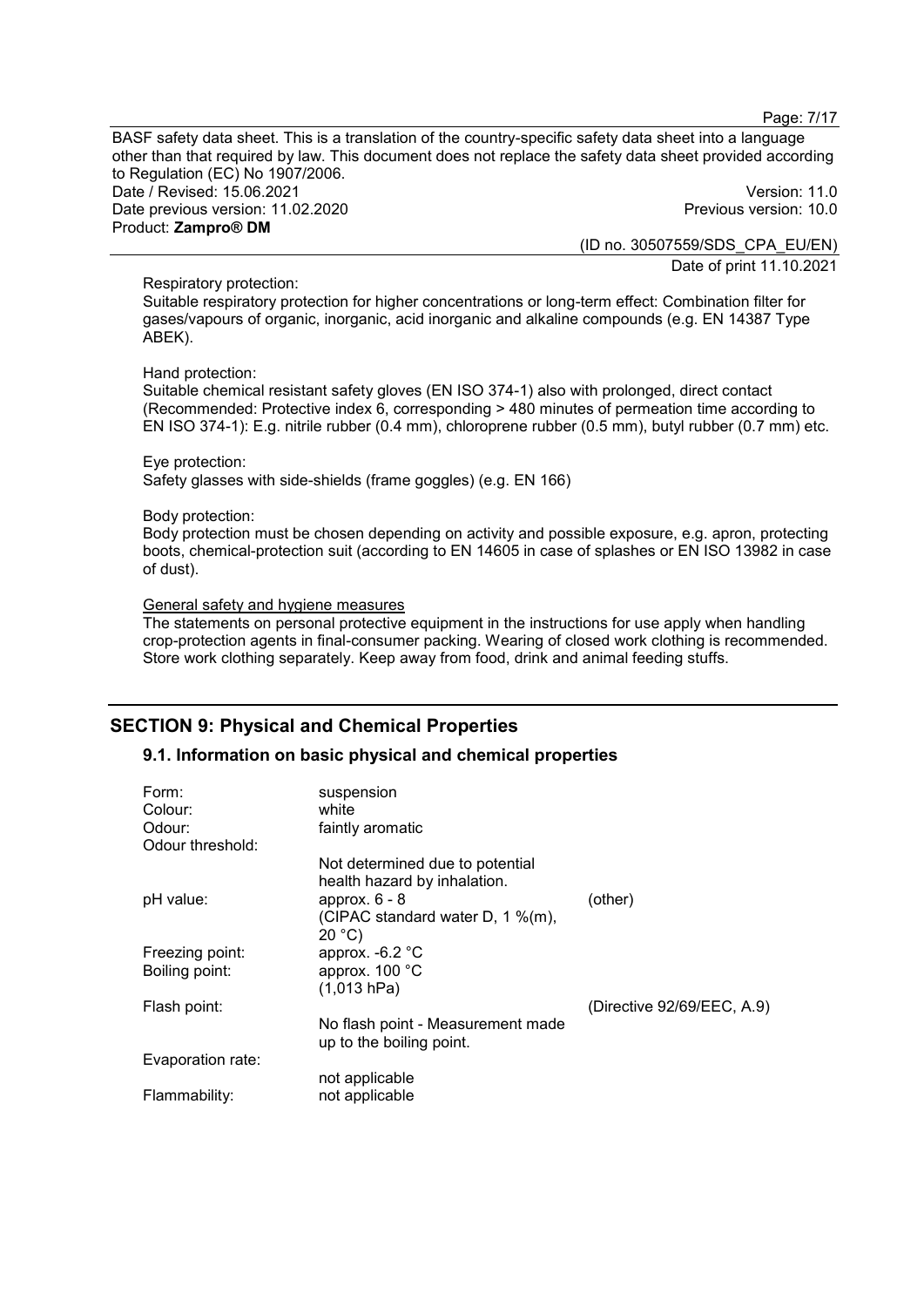Respiratory protection:
Suitable respiratory protection for higher concentrations or long-term effect: Combination filter for gases/vapours of organic, inorganic, acid inorganic and alkaline compounds (e.g. EN 14387 Type ABEK).

Hand protection:
Suitable chemical resistant safety gloves (EN ISO 374-1) also with prolonged, direct contact (Recommended: Protective index 6, corresponding > 480 minutes of permeation time according to EN ISO 374-1): E.g. nitrile rubber (0.4 mm), chloroprene rubber (0.5 mm), butyl rubber (0.7 mm) etc.

Eye protection:
Safety glasses with side-shields (frame goggles) (e.g. EN 166)

Body protection:
Body protection must be chosen depending on activity and possible exposure, e.g. apron, protecting boots, chemical-protection suit (according to EN 14605 in case of splashes or EN ISO 13982 in case of dust).

General safety and hygiene measures

The statements on personal protective equipment in the instructions for use apply when handling crop-protection agents in final-consumer packing. Wearing of closed work clothing is recommended. Store work clothing separately. Keep away from food, drink and animal feeding stuffs.

## SECTION 9: Physical and Chemical Properties

### 9.1. Information on basic physical and chemical properties

| | | |
|---|---|---|
| Form: | suspension | |
| Colour: | white | |
| Odour: | faintly aromatic | |
| Odour threshold: | Not determined due to potential health hazard by inhalation. | |
| pH value: | approx. 6 - 8 (CIPAC standard water D, 1 %(m), 20 °C) | (other) |
| Freezing point: | approx. -6.2 °C | |
| Boiling point: | approx. 100 °C (1,013 hPa) | |
| Flash point: | No flash point - Measurement made up to the boiling point. | (Directive 92/69/EEC, A.9) |
| Evaporation rate: | not applicable | |
| Flammability: | not applicable | |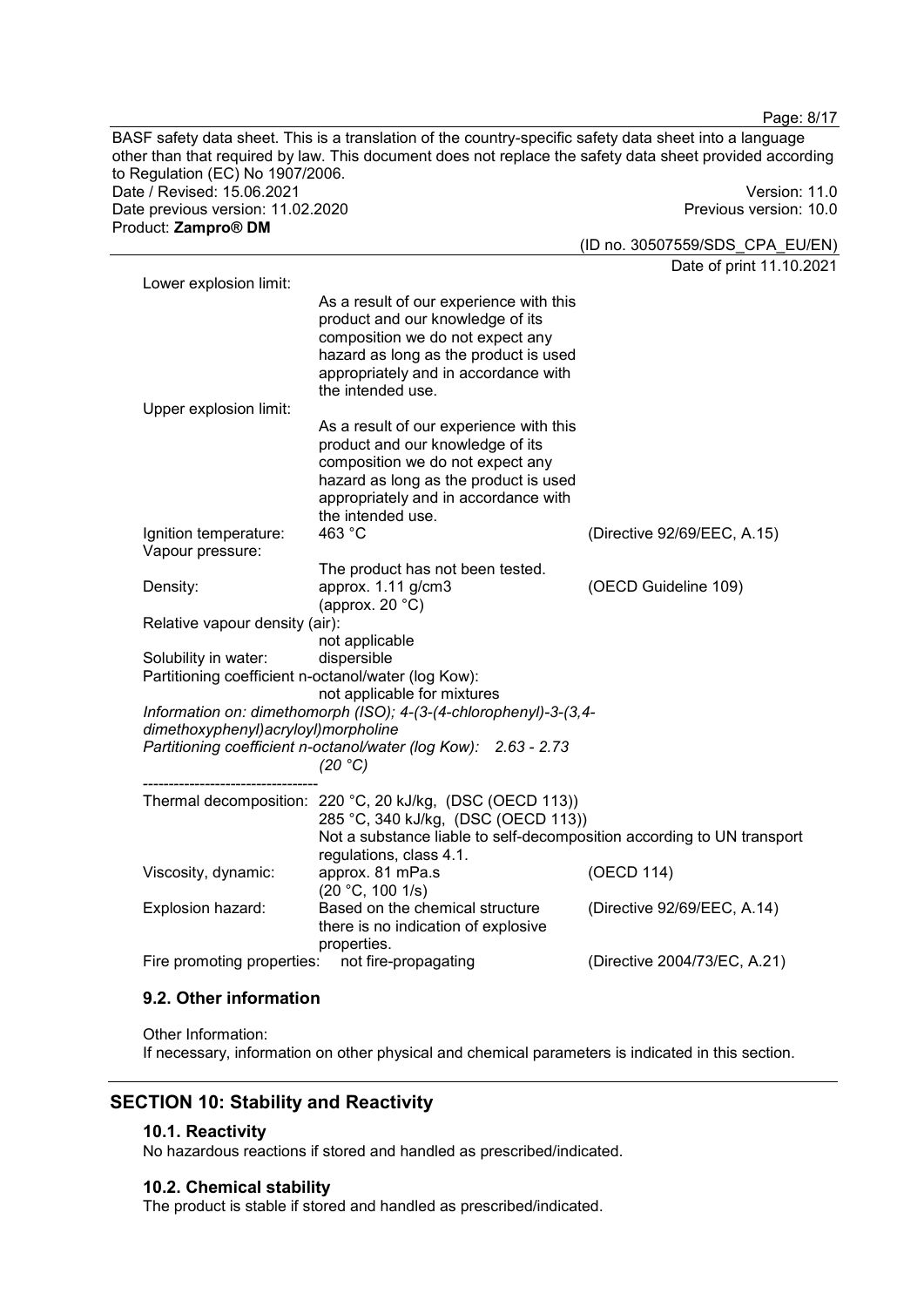| | | |
|---|---|---|
| Lower explosion limit: | As a result of our experience with this product and our knowledge of its composition we do not expect any hazard as long as the product is used appropriately and in accordance with the intended use. | |
| Upper explosion limit: | As a result of our experience with this product and our knowledge of its composition we do not expect any hazard as long as the product is used appropriately and in accordance with the intended use. | |
| Ignition temperature: | 463 °C | (Directive 92/69/EEC, A.15) |
| Vapour pressure: | The product has not been tested. | |
| Density: | approx. 1.11 g/cm3 (approx. 20 °C) | (OECD Guideline 109) |
| Relative vapour density (air): | not applicable | |
| Solubility in water: | dispersible | |
| Partitioning coefficient n-octanol/water (log Kow): | not applicable for mixtures | |

*Information on: dimethomorph (ISO); 4-(3-(4-chlorophenyl)-3-(3,4-dimethoxyphenyl)acryloyl)morpholine*
*Partitioning coefficient n-octanol/water (log Kow): 2.63 - 2.73 (20 °C)*

----------------------------------

| | | |
|---|---|---|
| Thermal decomposition: | 220 °C, 20 kJ/kg, (DSC (OECD 113)) 285 °C, 340 kJ/kg, (DSC (OECD 113)) Not a substance liable to self-decomposition according to UN transport regulations, class 4.1. | |
| Viscosity, dynamic: | approx. 81 mPa.s (20 °C, 100 1/s) | (OECD 114) |
| Explosion hazard: | Based on the chemical structure there is no indication of explosive properties. | (Directive 92/69/EEC, A.14) |
| Fire promoting properties: | not fire-propagating | (Directive 2004/73/EC, A.21) |

### 9.2. Other information

Other Information:
If necessary, information on other physical and chemical parameters is indicated in this section.

## SECTION 10: Stability and Reactivity

### 10.1. Reactivity

No hazardous reactions if stored and handled as prescribed/indicated.

### 10.2. Chemical stability

The product is stable if stored and handled as prescribed/indicated.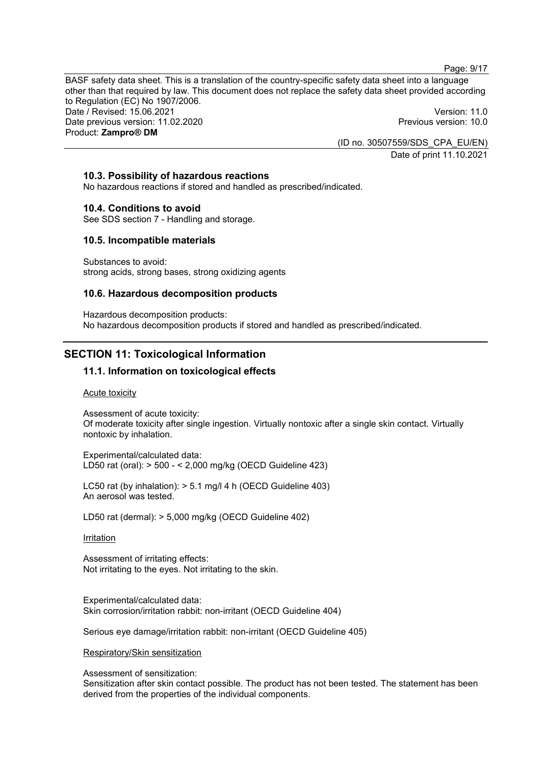### 10.3. Possibility of hazardous reactions

No hazardous reactions if stored and handled as prescribed/indicated.

### 10.4. Conditions to avoid

See SDS section 7 - Handling and storage.

### 10.5. Incompatible materials

Substances to avoid:
strong acids, strong bases, strong oxidizing agents

### 10.6. Hazardous decomposition products

Hazardous decomposition products:
No hazardous decomposition products if stored and handled as prescribed/indicated.

## SECTION 11: Toxicological Information

### 11.1. Information on toxicological effects

Acute toxicity

Assessment of acute toxicity:
Of moderate toxicity after single ingestion. Virtually nontoxic after a single skin contact. Virtually nontoxic by inhalation.

Experimental/calculated data:
LD50 rat (oral): > 500 - < 2,000 mg/kg (OECD Guideline 423)

LC50 rat (by inhalation): > 5.1 mg/l 4 h (OECD Guideline 403)
An aerosol was tested.

LD50 rat (dermal): > 5,000 mg/kg (OECD Guideline 402)

Irritation

Assessment of irritating effects:
Not irritating to the eyes. Not irritating to the skin.

Experimental/calculated data:
Skin corrosion/irritation rabbit: non-irritant (OECD Guideline 404)

Serious eye damage/irritation rabbit: non-irritant (OECD Guideline 405)

Respiratory/Skin sensitization

Assessment of sensitization:
Sensitization after skin contact possible. The product has not been tested. The statement has been derived from the properties of the individual components.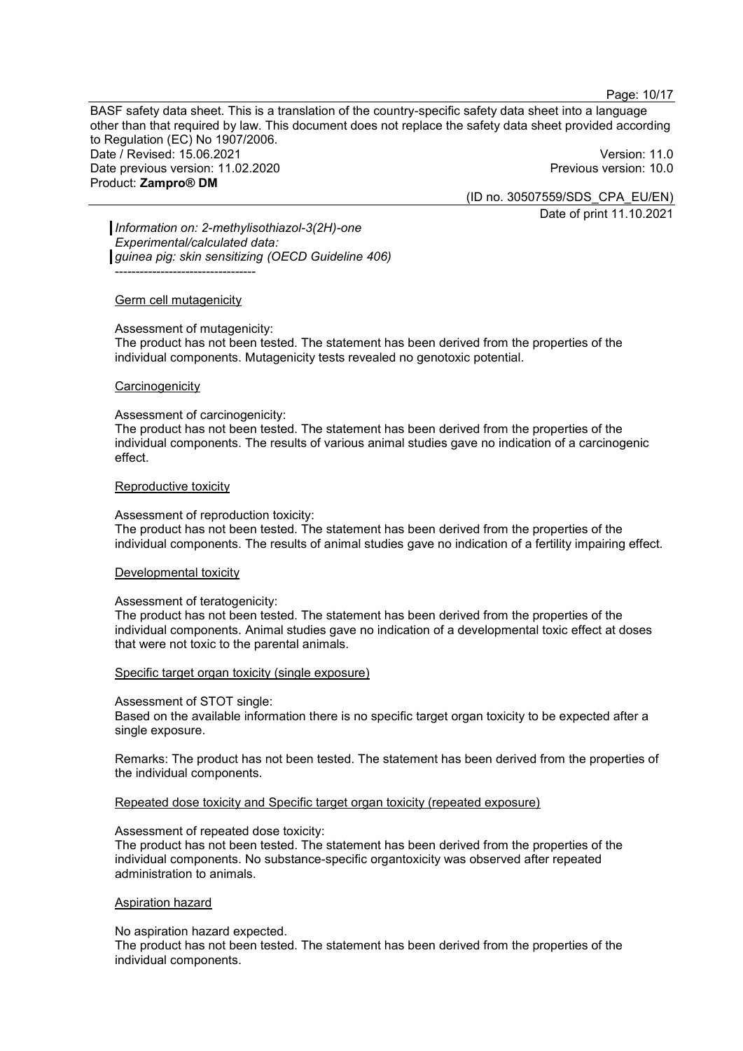*Information on: 2-methylisothiazol-3(2H)-one*
*Experimental/calculated data:*
*guinea pig: skin sensitizing (OECD Guideline 406)*
----------------------------------

Germ cell mutagenicity

Assessment of mutagenicity:
The product has not been tested. The statement has been derived from the properties of the individual components. Mutagenicity tests revealed no genotoxic potential.

Carcinogenicity

Assessment of carcinogenicity:
The product has not been tested. The statement has been derived from the properties of the individual components. The results of various animal studies gave no indication of a carcinogenic effect.

Reproductive toxicity

Assessment of reproduction toxicity:
The product has not been tested. The statement has been derived from the properties of the individual components. The results of animal studies gave no indication of a fertility impairing effect.

Developmental toxicity

Assessment of teratogenicity:
The product has not been tested. The statement has been derived from the properties of the individual components. Animal studies gave no indication of a developmental toxic effect at doses that were not toxic to the parental animals.

Specific target organ toxicity (single exposure)

Assessment of STOT single:
Based on the available information there is no specific target organ toxicity to be expected after a single exposure.

Remarks: The product has not been tested. The statement has been derived from the properties of the individual components.

Repeated dose toxicity and Specific target organ toxicity (repeated exposure)

Assessment of repeated dose toxicity:
The product has not been tested. The statement has been derived from the properties of the individual components. No substance-specific organtoxicity was observed after repeated administration to animals.

Aspiration hazard

No aspiration hazard expected.
The product has not been tested. The statement has been derived from the properties of the individual components.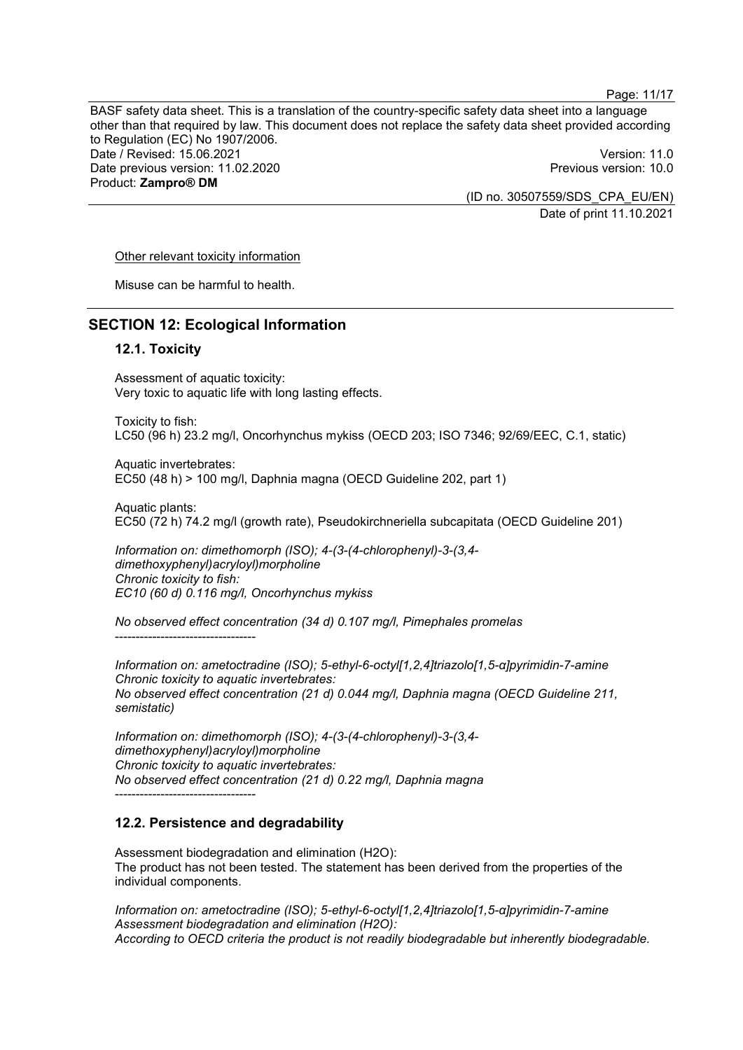Other relevant toxicity information

Misuse can be harmful to health.

## SECTION 12: Ecological Information

### 12.1. Toxicity

Assessment of aquatic toxicity:
Very toxic to aquatic life with long lasting effects.

Toxicity to fish:
LC50 (96 h) 23.2 mg/l, Oncorhynchus mykiss (OECD 203; ISO 7346; 92/69/EEC, C.1, static)

Aquatic invertebrates:
EC50 (48 h) > 100 mg/l, Daphnia magna (OECD Guideline 202, part 1)

Aquatic plants:
EC50 (72 h) 74.2 mg/l (growth rate), Pseudokirchneriella subcapitata (OECD Guideline 201)

*Information on: dimethomorph (ISO); 4-(3-(4-chlorophenyl)-3-(3,4-dimethoxyphenyl)acryloyl)morpholine*
*Chronic toxicity to fish:*
*EC10 (60 d) 0.116 mg/l, Oncorhynchus mykiss*

*No observed effect concentration (34 d) 0.107 mg/l, Pimephales promelas*
----------------------------------

*Information on: ametoctradine (ISO); 5-ethyl-6-octyl[1,2,4]triazolo[1,5-α]pyrimidin-7-amine*
*Chronic toxicity to aquatic invertebrates:*
*No observed effect concentration (21 d) 0.044 mg/l, Daphnia magna (OECD Guideline 211, semistatic)*

*Information on: dimethomorph (ISO); 4-(3-(4-chlorophenyl)-3-(3,4-dimethoxyphenyl)acryloyl)morpholine*
*Chronic toxicity to aquatic invertebrates:*
*No observed effect concentration (21 d) 0.22 mg/l, Daphnia magna*
----------------------------------

### 12.2. Persistence and degradability

Assessment biodegradation and elimination ($H_2O$):
The product has not been tested. The statement has been derived from the properties of the individual components.

*Information on: ametoctradine (ISO); 5-ethyl-6-octyl[1,2,4]triazolo[1,5-α]pyrimidin-7-amine*
*Assessment biodegradation and elimination ($H_2O$):*
*According to OECD criteria the product is not readily biodegradable but inherently biodegradable.*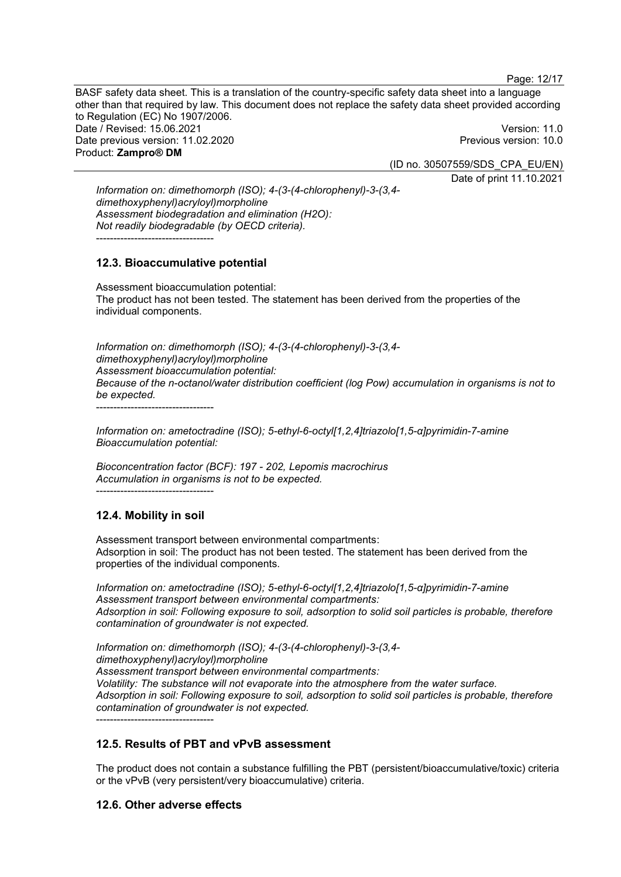*Information on: dimethomorph (ISO); 4-(3-(4-chlorophenyl)-3-(3,4-dimethoxyphenyl)acryloyl)morpholine*
*Assessment biodegradation and elimination (H2O):*
*Not readily biodegradable (by OECD criteria).*
----------------------------------

### 12.3. Bioaccumulative potential

Assessment bioaccumulation potential:
The product has not been tested. The statement has been derived from the properties of the individual components.

*Information on: dimethomorph (ISO); 4-(3-(4-chlorophenyl)-3-(3,4-dimethoxyphenyl)acryloyl)morpholine*
*Assessment bioaccumulation potential:*
*Because of the n-octanol/water distribution coefficient (log Pow) accumulation in organisms is not to be expected.*
----------------------------------

*Information on: ametoctradine (ISO); 5-ethyl-6-octyl[1,2,4]triazolo[1,5-α]pyrimidin-7-amine*
*Bioaccumulation potential:*

*Bioconcentration factor (BCF): 197 - 202, Lepomis macrochirus*
*Accumulation in organisms is not to be expected.*
----------------------------------

### 12.4. Mobility in soil

Assessment transport between environmental compartments:
Adsorption in soil: The product has not been tested. The statement has been derived from the properties of the individual components.

*Information on: ametoctradine (ISO); 5-ethyl-6-octyl[1,2,4]triazolo[1,5-α]pyrimidin-7-amine*
*Assessment transport between environmental compartments:*
*Adsorption in soil: Following exposure to soil, adsorption to solid soil particles is probable, therefore contamination of groundwater is not expected.*

*Information on: dimethomorph (ISO); 4-(3-(4-chlorophenyl)-3-(3,4-dimethoxyphenyl)acryloyl)morpholine*
*Assessment transport between environmental compartments:*
*Volatility: The substance will not evaporate into the atmosphere from the water surface.*
*Adsorption in soil: Following exposure to soil, adsorption to solid soil particles is probable, therefore contamination of groundwater is not expected.*
----------------------------------

### 12.5. Results of PBT and vPvB assessment

The product does not contain a substance fulfilling the PBT (persistent/bioaccumulative/toxic) criteria or the vPvB (very persistent/very bioaccumulative) criteria.

### 12.6. Other adverse effects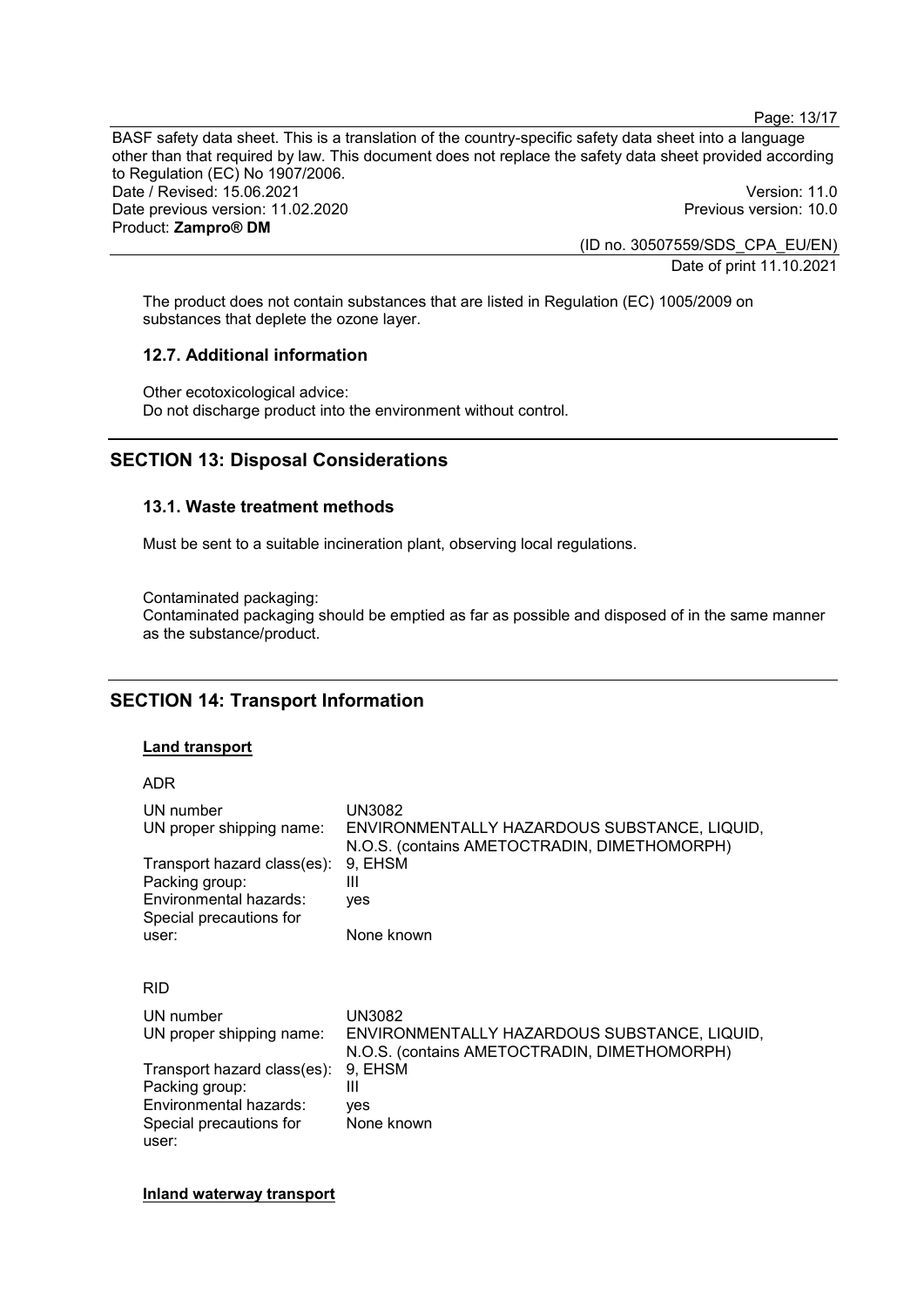The product does not contain substances that are listed in Regulation (EC) 1005/2009 on substances that deplete the ozone layer.

### 12.7. Additional information

Other ecotoxicological advice:
Do not discharge product into the environment without control.

## SECTION 13: Disposal Considerations

### 13.1. Waste treatment methods

Must be sent to a suitable incineration plant, observing local regulations.

Contaminated packaging:
Contaminated packaging should be emptied as far as possible and disposed of in the same manner as the substance/product.

## SECTION 14: Transport Information

**Land transport**

ADR

| | |
|---|---|
| UN number | UN3082 |
| UN proper shipping name: | ENVIRONMENTALLY HAZARDOUS SUBSTANCE, LIQUID, N.O.S. (contains AMETOCTRADIN, DIMETHOMORPH) |
| Transport hazard class(es): | 9, EHSM |
| Packing group: | III |
| Environmental hazards: | yes |
| Special precautions for user: | None known |

RID

| | |
|---|---|
| UN number | UN3082 |
| UN proper shipping name: | ENVIRONMENTALLY HAZARDOUS SUBSTANCE, LIQUID, N.O.S. (contains AMETOCTRADIN, DIMETHOMORPH) |
| Transport hazard class(es): | 9, EHSM |
| Packing group: | III |
| Environmental hazards: | yes |
| Special precautions for user: | None known |

**Inland waterway transport**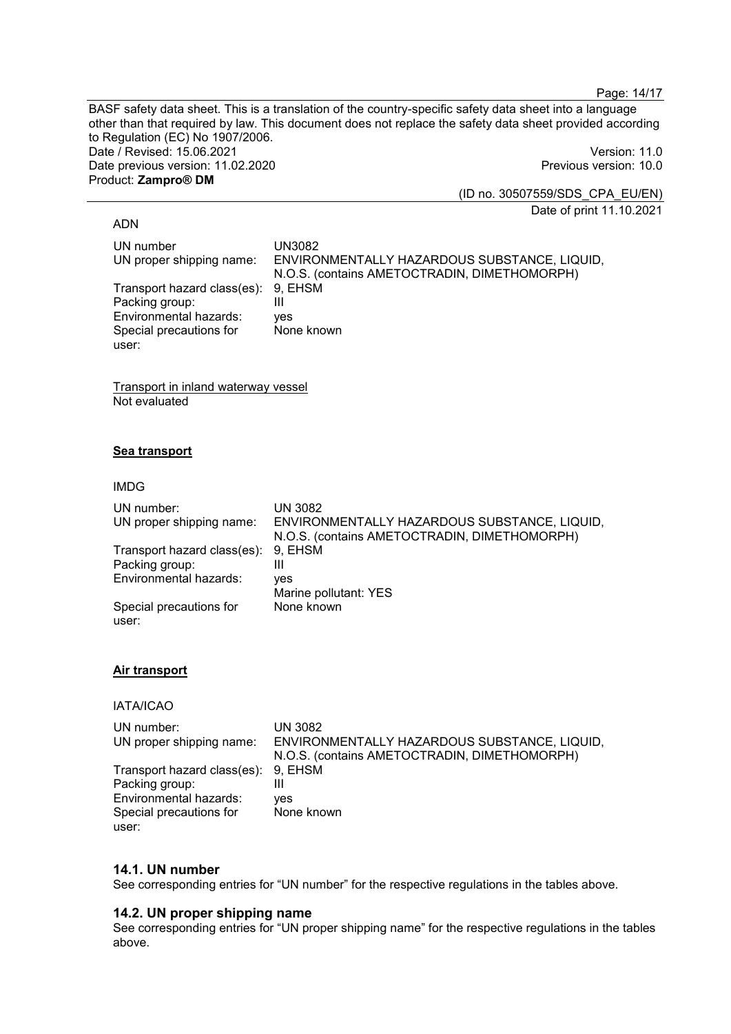ADN

| | |
|---|---|
| UN number | UN3082 |
| UN proper shipping name: | ENVIRONMENTALLY HAZARDOUS SUBSTANCE, LIQUID, N.O.S. (contains AMETOCTRADIN, DIMETHOMORPH) |
| Transport hazard class(es): | 9, EHSM |
| Packing group: | III |
| Environmental hazards: | yes |
| Special precautions for user: | None known |

Transport in inland waterway vessel
Not evaluated

**Sea transport**

IMDG

| | |
|---|---|
| UN number: | UN 3082 |
| UN proper shipping name: | ENVIRONMENTALLY HAZARDOUS SUBSTANCE, LIQUID, N.O.S. (contains AMETOCTRADIN, DIMETHOMORPH) |
| Transport hazard class(es): | 9, EHSM |
| Packing group: | III |
| Environmental hazards: | yes<br>Marine pollutant: YES |
| Special precautions for user: | None known |

**Air transport**

IATA/ICAO

| | |
|---|---|
| UN number: | UN 3082 |
| UN proper shipping name: | ENVIRONMENTALLY HAZARDOUS SUBSTANCE, LIQUID, N.O.S. (contains AMETOCTRADIN, DIMETHOMORPH) |
| Transport hazard class(es): | 9, EHSM |
| Packing group: | III |
| Environmental hazards: | yes |
| Special precautions for user: | None known |

### 14.1. UN number

See corresponding entries for "UN number" for the respective regulations in the tables above.

### 14.2. UN proper shipping name

See corresponding entries for "UN proper shipping name" for the respective regulations in the tables above.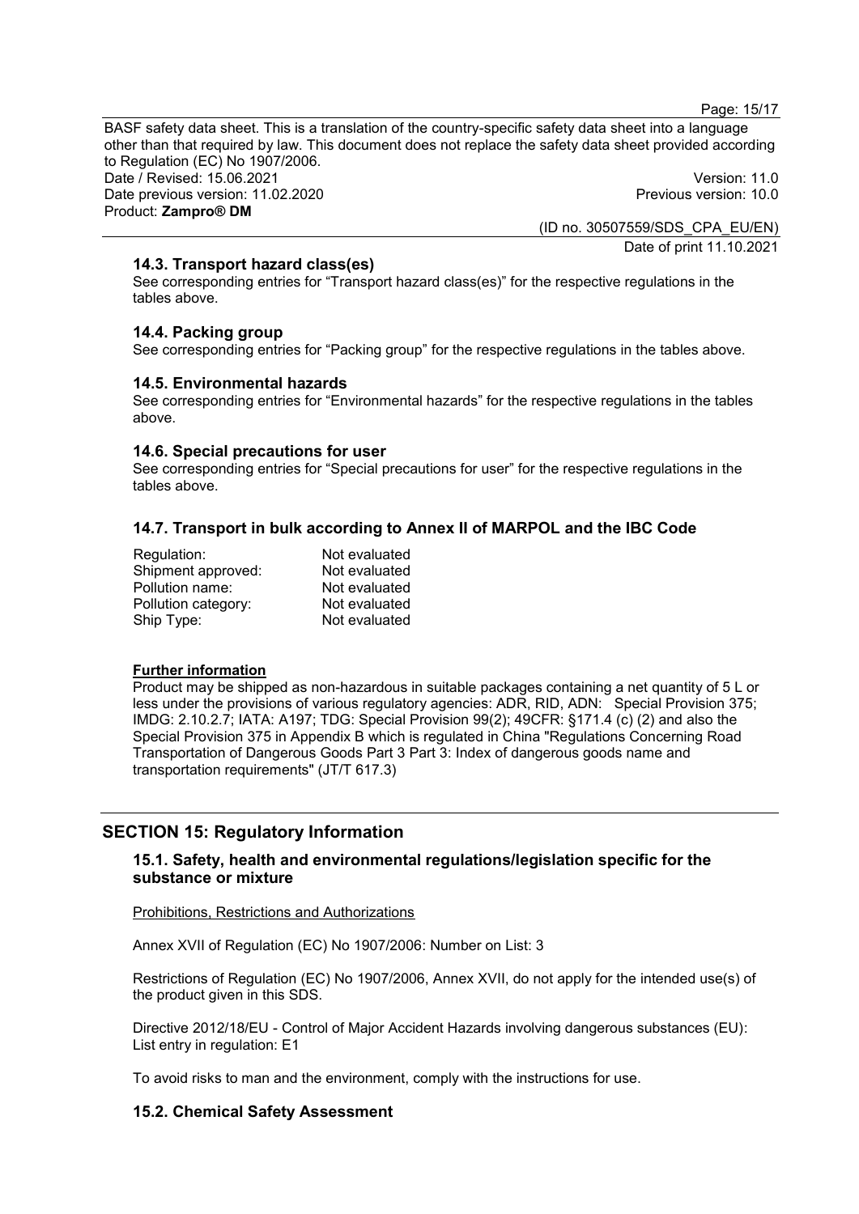### 14.3. Transport hazard class(es)

See corresponding entries for “Transport hazard class(es)” for the respective regulations in the tables above.

### 14.4. Packing group

See corresponding entries for “Packing group” for the respective regulations in the tables above.

### 14.5. Environmental hazards

See corresponding entries for “Environmental hazards” for the respective regulations in the tables above.

### 14.6. Special precautions for user

See corresponding entries for “Special precautions for user” for the respective regulations in the tables above.

### 14.7. Transport in bulk according to Annex II of MARPOL and the IBC Code

| | |
|---|---|
| Regulation: | Not evaluated |
| Shipment approved: | Not evaluated |
| Pollution name: | Not evaluated |
| Pollution category: | Not evaluated |
| Ship Type: | Not evaluated |

**Further information**

Product may be shipped as non-hazardous in suitable packages containing a net quantity of 5 L or less under the provisions of various regulatory agencies: ADR, RID, ADN: Special Provision 375; IMDG: 2.10.2.7; IATA: A197; TDG: Special Provision 99(2); 49CFR: §171.4 (c) (2) and also the Special Provision 375 in Appendix B which is regulated in China "Regulations Concerning Road Transportation of Dangerous Goods Part 3 Part 3: Index of dangerous goods name and transportation requirements" (JT/T 617.3)

## SECTION 15: Regulatory Information

### 15.1. Safety, health and environmental regulations/legislation specific for the substance or mixture

Prohibitions, Restrictions and Authorizations

Annex XVII of Regulation (EC) No 1907/2006: Number on List: 3

Restrictions of Regulation (EC) No 1907/2006, Annex XVII, do not apply for the intended use(s) of the product given in this SDS.

Directive 2012/18/EU - Control of Major Accident Hazards involving dangerous substances (EU): List entry in regulation: E1

To avoid risks to man and the environment, comply with the instructions for use.

### 15.2. Chemical Safety Assessment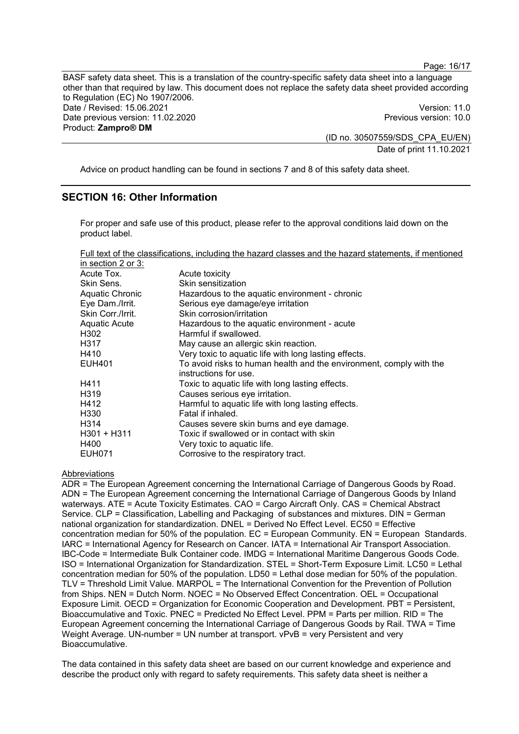Advice on product handling can be found in sections 7 and 8 of this safety data sheet.

## SECTION 16: Other Information

For proper and safe use of this product, please refer to the approval conditions laid down on the product label.

Full text of the classifications, including the hazard classes and the hazard statements, if mentioned in section 2 or 3:

| | |
|---|---|
| Acute Tox. | Acute toxicity |
| Skin Sens. | Skin sensitization |
| Aquatic Chronic | Hazardous to the aquatic environment - chronic |
| Eye Dam./Irrit. | Serious eye damage/eye irritation |
| Skin Corr./Irrit. | Skin corrosion/irritation |
| Aquatic Acute | Hazardous to the aquatic environment - acute |
| H302 | Harmful if swallowed. |
| H317 | May cause an allergic skin reaction. |
| H410 | Very toxic to aquatic life with long lasting effects. |
| EUH401 | To avoid risks to human health and the environment, comply with the instructions for use. |
| H411 | Toxic to aquatic life with long lasting effects. |
| H319 | Causes serious eye irritation. |
| H412 | Harmful to aquatic life with long lasting effects. |
| H330 | Fatal if inhaled. |
| H314 | Causes severe skin burns and eye damage. |
| H301 + H311 | Toxic if swallowed or in contact with skin |
| H400 | Very toxic to aquatic life. |
| EUH071 | Corrosive to the respiratory tract. |

Abbreviations

ADR = The European Agreement concerning the International Carriage of Dangerous Goods by Road. ADN = The European Agreement concerning the International Carriage of Dangerous Goods by Inland waterways. ATE = Acute Toxicity Estimates. CAO = Cargo Aircraft Only. CAS = Chemical Abstract Service. CLP = Classification, Labelling and Packaging of substances and mixtures. DIN = German national organization for standardization. DNEL = Derived No Effect Level. EC50 = Effective concentration median for 50% of the population. EC = European Community. EN = European Standards. IARC = International Agency for Research on Cancer. IATA = International Air Transport Association. IBC-Code = Intermediate Bulk Container code. IMDG = International Maritime Dangerous Goods Code. ISO = International Organization for Standardization. STEL = Short-Term Exposure Limit. LC50 = Lethal concentration median for 50% of the population. LD50 = Lethal dose median for 50% of the population. TLV = Threshold Limit Value. MARPOL = The International Convention for the Prevention of Pollution from Ships. NEN = Dutch Norm. NOEC = No Observed Effect Concentration. OEL = Occupational Exposure Limit. OECD = Organization for Economic Cooperation and Development. PBT = Persistent, Bioaccumulative and Toxic. PNEC = Predicted No Effect Level. PPM = Parts per million. RID = The European Agreement concerning the International Carriage of Dangerous Goods by Rail. TWA = Time Weight Average. UN-number = UN number at transport. vPvB = very Persistent and very Bioaccumulative.

The data contained in this safety data sheet are based on our current knowledge and experience and describe the product only with regard to safety requirements. This safety data sheet is neither a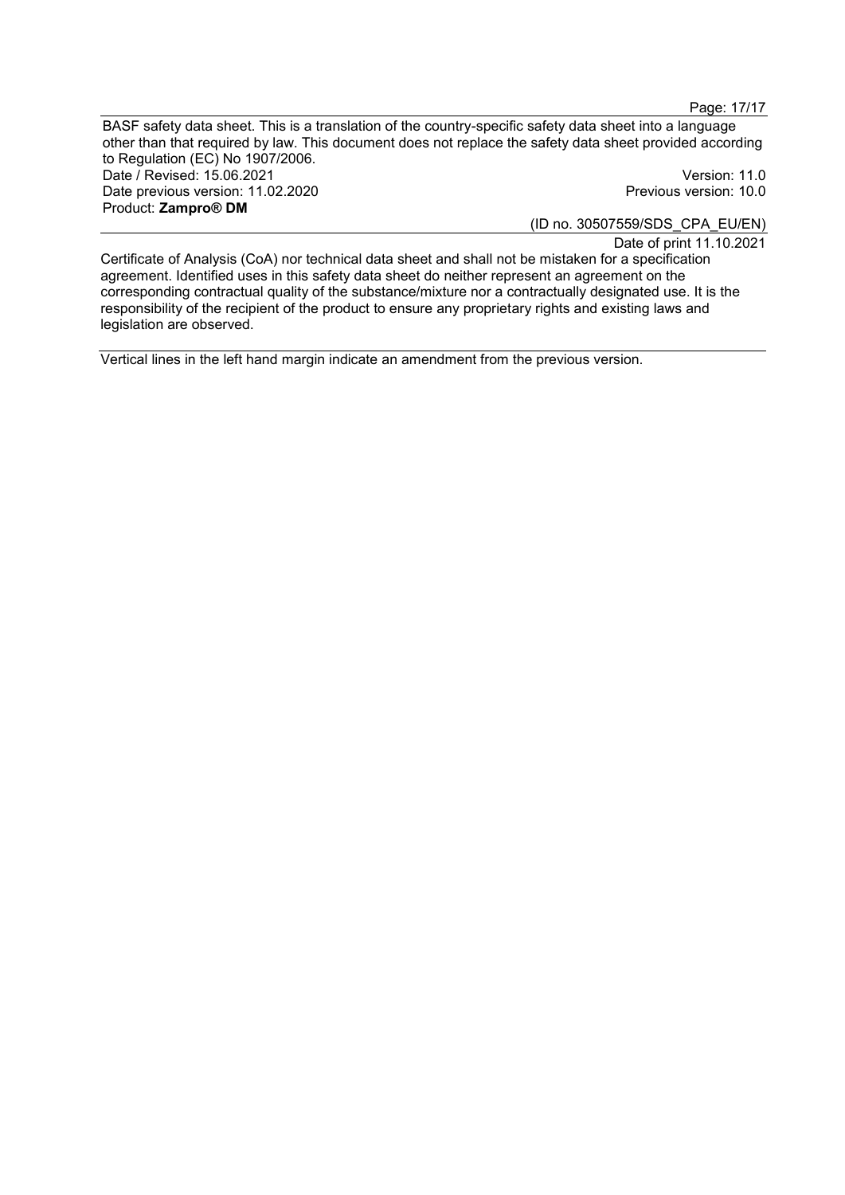Certificate of Analysis (CoA) nor technical data sheet and shall not be mistaken for a specification agreement. Identified uses in this safety data sheet do neither represent an agreement on the corresponding contractual quality of the substance/mixture nor a contractually designated use. It is the responsibility of the recipient of the product to ensure any proprietary rights and existing laws and legislation are observed.

---

Vertical lines in the left hand margin indicate an amendment from the previous version.